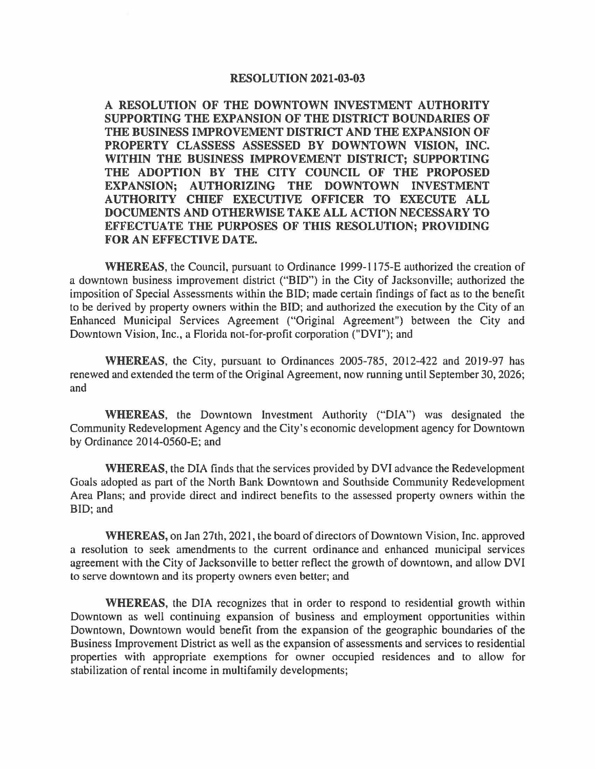# RESOLUTION 2021-03-03

**A RESOLUTION OF THE DOWNTOWN INVESTMENT AUTHORITY SUPPORTING THE EXPANSION OF THE DISTRICT BOUNDARIES OF THE BUSINESS IMPROVEMENT DISTRICT AND THE EXPANSION OF PROPERTY CLASSESS ASSESSED BY DOWNTOWN VISION, INC. WITHIN THE BUSINESS IMPROVEMENT DISTRICT; SUPPORTING THE ADOPTION BY THE CITY COUNCIL OF THE PROPOSED EXPANSION; AUTHORIZING THE DOWNTOWN INVESTMENT AUTHORITY CHIEF EXECUTIVE OFFICER TO EXECUTE ALL DOCUMENTS AND OTHERWISE TAKE ALL ACTION NECESSARY TO EFFECTUATE THE PURPOSES OF THIS RESOLUTION; PROVIDING FOR AN EFFECTIVE DATE.**

**WHEREAS**, the Council, pursuant to Ordinance 1999-1175-E authorized the creation of a downtown business improvement district ("BID") in the City of Jacksonville; authorized the imposition of Special Assessments within the BID; made certain findings of fact as to the benefit to be derived by property owners within the BID; and authorized the execution by the City of an Enhanced Municipal Services Agreement ("Original Agreement") between the City and Downtown Vision, Inc., a Florida not-for-profit corporation ("DVI"); and

**WHEREAS**, the City, pursuant to Ordinances 2005-785, 2012-422 and 2019-97 has renewed and extended the term of the Original Agreement, now running until September 30, 2026; and

**WHEREAS**, the Downtown Investment Authority ("DIA") was designated the Community Redevelopment Agency and the City's economic development agency for Downtown by Ordinance 2014-0560-E; and

**WHEREAS**, the DIA finds that the services provided by DVI advance the Redevelopment Goals adopted as part of the North Bank Downtown and Southside Community Redevelopment Area Plans; and provide direct and indirect benefits to the assessed property owners within the BID; and

**WHEREAS,** on Jan 27th, 2021, the board of directors of Downtown Vision, Inc. approved a resolution to seek amendments to the current ordinance and enhanced municipal services agreement with the City of Jacksonville to better reflect the growth of downtown, and allow DVI to serve downtown and its property owners even better; and

**WHEREAS**, the DIA recognizes that in order to respond to residential growth within Downtown as well continuing expansion of business and employment opportunities within Downtown, Downtown would benefit from the expansion of the geographic boundaries of the Business Improvement District as well as the expansion of assessments and services to residential properties with appropriate exemptions for owner occupied residences and to allow for stabilization of rental income in multifamily developments;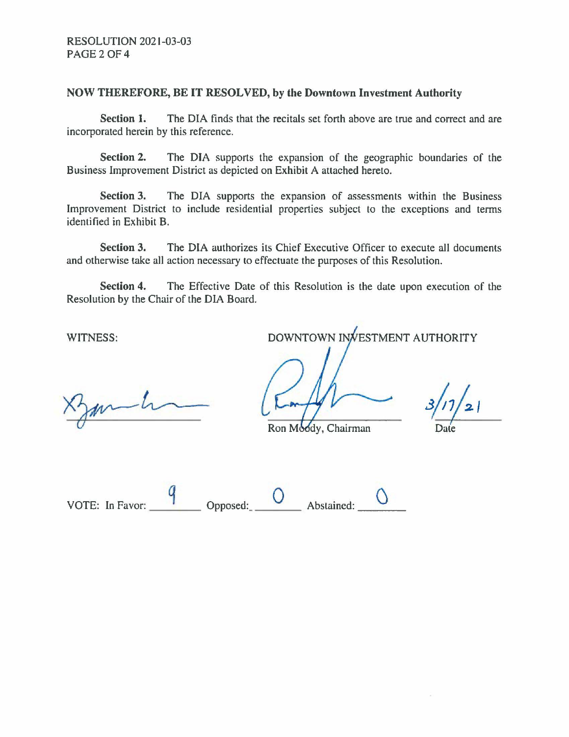**NOW THEREFORE, BE IT RESOLVED, by the Downtown Investment Authority**

**Section 1.** The DIA finds that the recitals set forth above are true and correct and are incorporated herein by this reference.

**Section 2.** The DIA supports the expansion of the geographic boundaries of the Business Improvement District as depicted on Exhibit A attached hereto.

**Section 3.** The DIA supports the expansion of assessments within the Business Improvement District to include residential properties subject to the exceptions and terms identified in Exhibit B.

**Section 3.** The DIA authorizes its Chief Executive Officer to execute all documents and otherwise take all action necessary to effectuate the purposes of this Resolution.

**Section 4.** The Effective Date of this Resolution is the date upon execution of the Resolution by the Chair of the DIA Board.

WITNESS:

DOWNTOWN INVESTMENT AUTHORITY

Ron Moody, Chairman

3/17/21
Date

VOTE: In Favor: 9 Opposed: 0 Abstained: 0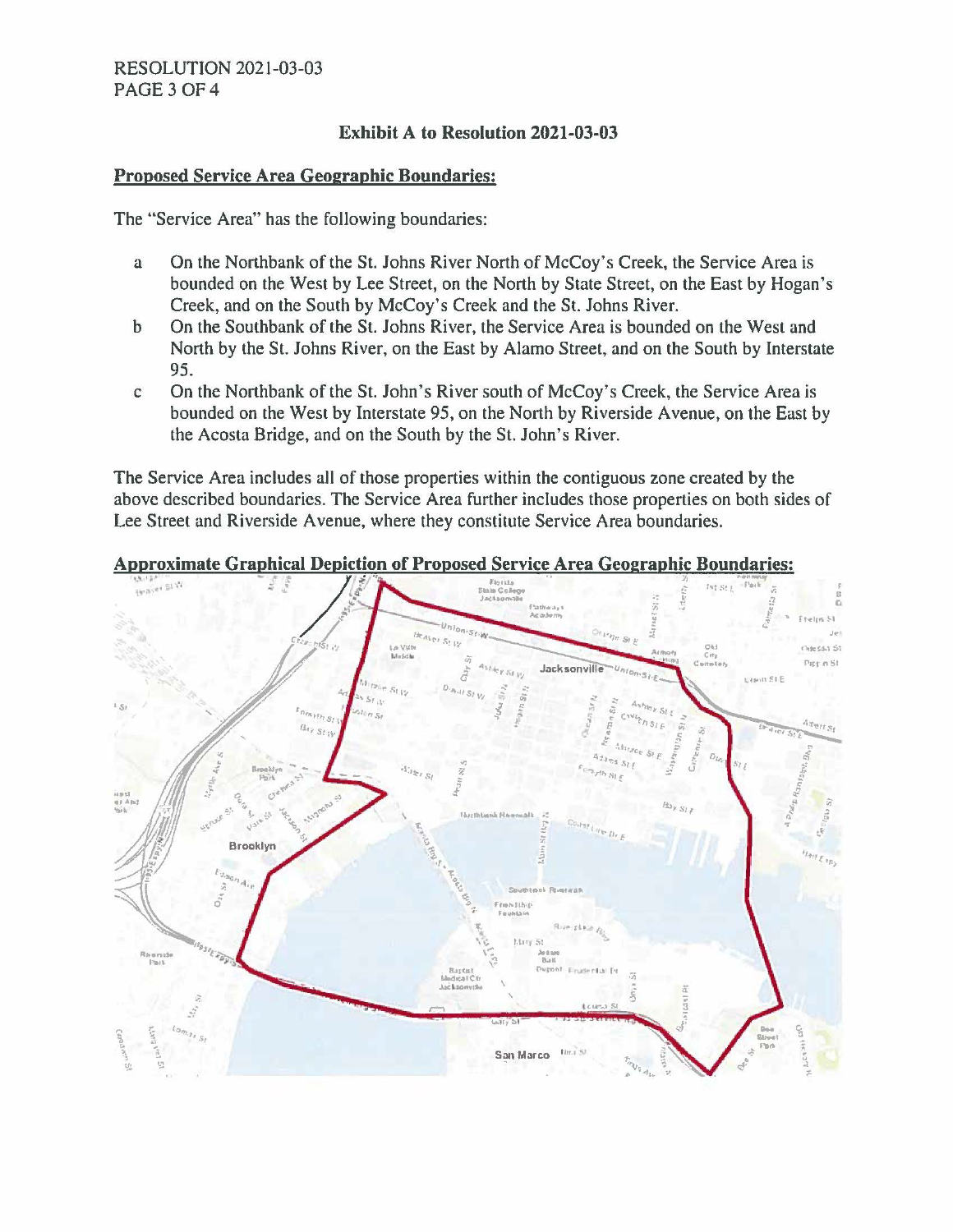### Exhibit A to Resolution 2021-03-03

**Proposed Service Area Geographic Boundaries:**

The "Service Area" has the following boundaries:

a On the Northbank of the St. Johns River North of McCoy's Creek, the Service Area is bounded on the West by Lee Street, on the North by State Street, on the East by Hogan's Creek, and on the South by McCoy's Creek and the St. Johns River.

b On the Southbank of the St. Johns River, the Service Area is bounded on the West and North by the St. Johns River, on the East by Alamo Street, and on the South by Interstate 95.

c On the Northbank of the St. John's River south of McCoy's Creek, the Service Area is bounded on the West by Interstate 95, on the North by Riverside Avenue, on the East by the Acosta Bridge, and on the South by the St. John's River.

The Service Area includes all of those properties within the contiguous zone created by the above described boundaries. The Service Area further includes those properties on both sides of Lee Street and Riverside Avenue, where they constitute Service Area boundaries.

**Approximate Graphical Depiction of Proposed Service Area Geographic Boundaries:**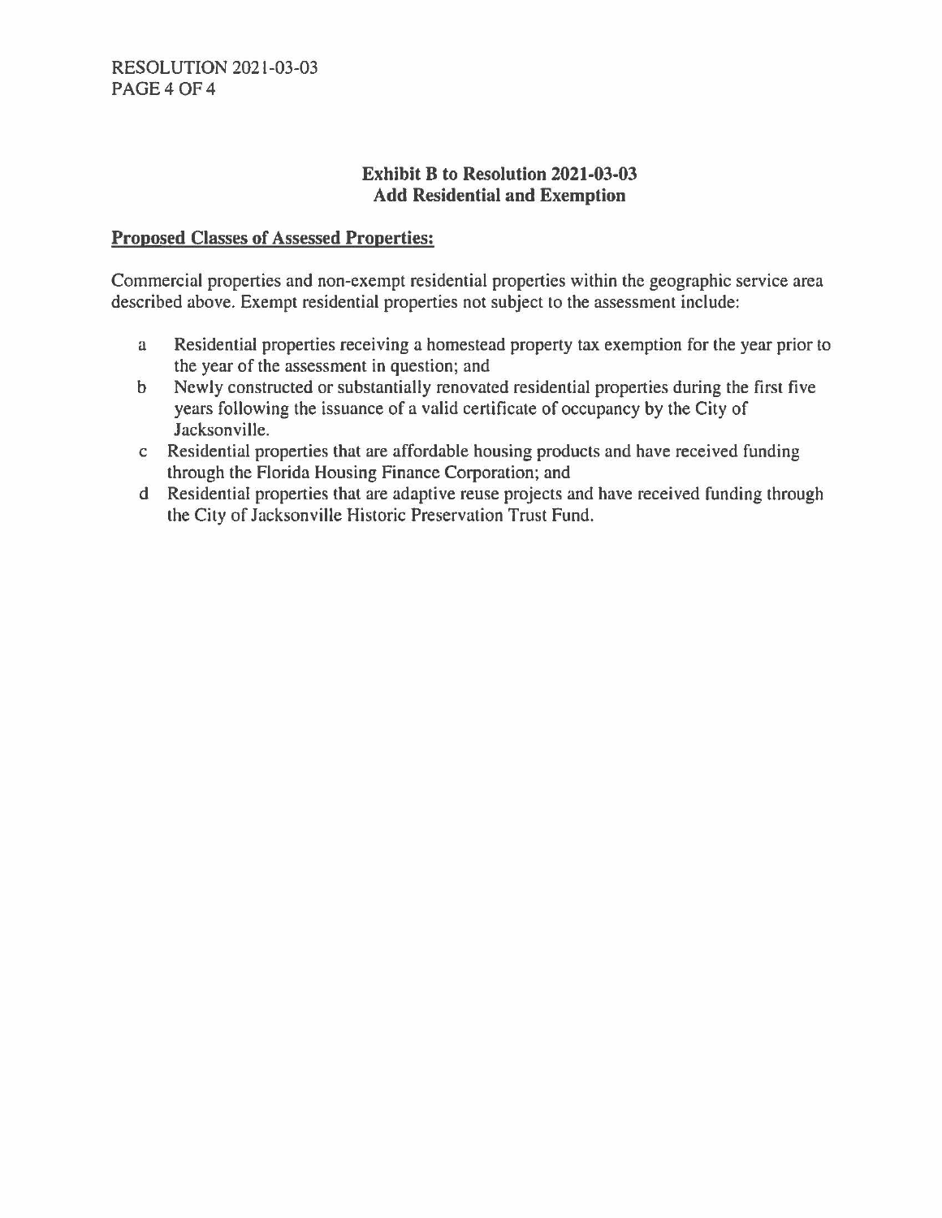## Exhibit B to Resolution 2021-03-03
## Add Residential and Exemption

**<u>Proposed Classes of Assessed Properties:</u>**

Commercial properties and non-exempt residential properties within the geographic service area described above. Exempt residential properties not subject to the assessment include:

a Residential properties receiving a homestead property tax exemption for the year prior to the year of the assessment in question; and

b Newly constructed or substantially renovated residential properties during the first five years following the issuance of a valid certificate of occupancy by the City of Jacksonville.

c Residential properties that are affordable housing products and have received funding through the Florida Housing Finance Corporation; and

d Residential properties that are adaptive reuse projects and have received funding through the City of Jacksonville Historic Preservation Trust Fund.